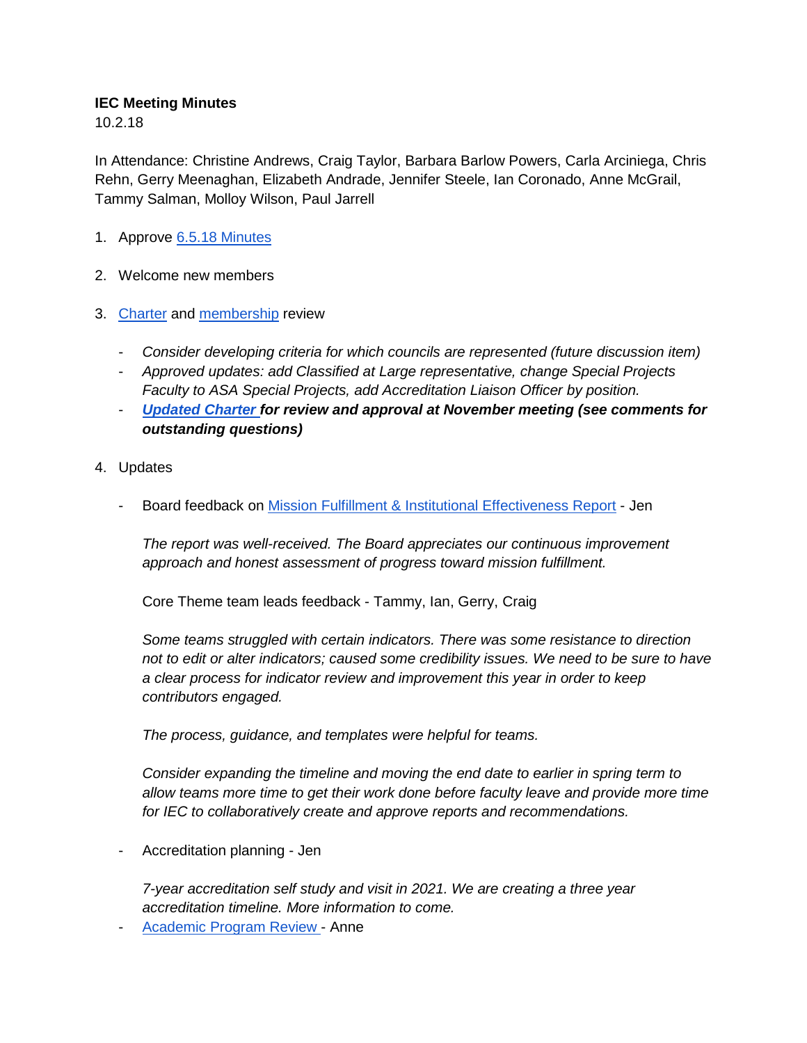**IEC Meeting Minutes**
10.2.18

In Attendance: Christine Andrews, Craig Taylor, Barbara Barlow Powers, Carla Arciniega, Chris Rehn, Gerry Meenaghan, Elizabeth Andrade, Jennifer Steele, Ian Coronado, Anne McGrail, Tammy Salman, Molloy Wilson, Paul Jarrell

1. Approve 6.5.18 Minutes

2. Welcome new members

3. Charter and membership review

   - *Consider developing criteria for which councils are represented (future discussion item)*
   - *Approved updates: add Classified at Large representative, change Special Projects Faculty to ASA Special Projects, add Accreditation Liaison Officer by position.*
   - ***Updated Charter for review and approval at November meeting (see comments for outstanding questions)***

4. Updates

   - Board feedback on Mission Fulfillment & Institutional Effectiveness Report - Jen

     *The report was well-received. The Board appreciates our continuous improvement approach and honest assessment of progress toward mission fulfillment.*

     Core Theme team leads feedback - Tammy, Ian, Gerry, Craig

     *Some teams struggled with certain indicators. There was some resistance to direction not to edit or alter indicators; caused some credibility issues. We need to be sure to have a clear process for indicator review and improvement this year in order to keep contributors engaged.*

     *The process, guidance, and templates were helpful for teams.*

     *Consider expanding the timeline and moving the end date to earlier in spring term to allow teams more time to get their work done before faculty leave and provide more time for IEC to collaboratively create and approve reports and recommendations.*

   - Accreditation planning - Jen

     *7-year accreditation self study and visit in 2021. We are creating a three year accreditation timeline. More information to come.*

   - Academic Program Review - Anne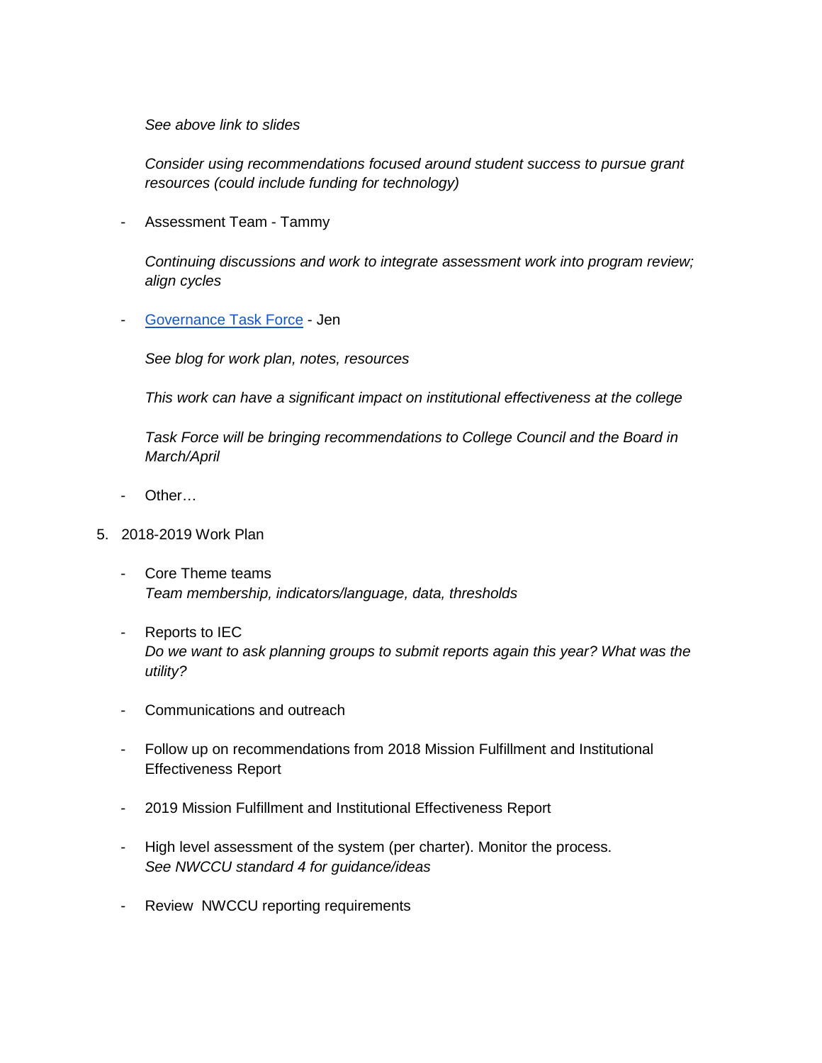*See above link to slides*

*Consider using recommendations focused around student success to pursue grant resources (could include funding for technology)*

- Assessment Team - Tammy

  *Continuing discussions and work to integrate assessment work into program review; align cycles*

- Governance Task Force - Jen

  *See blog for work plan, notes, resources*

  *This work can have a significant impact on institutional effectiveness at the college*

  *Task Force will be bringing recommendations to College Council and the Board in March/April*

- Other…

5. 2018-2019 Work Plan

   - Core Theme teams
     *Team membership, indicators/language, data, thresholds*

   - Reports to IEC
     *Do we want to ask planning groups to submit reports again this year? What was the utility?*

   - Communications and outreach

   - Follow up on recommendations from 2018 Mission Fulfillment and Institutional Effectiveness Report

   - 2019 Mission Fulfillment and Institutional Effectiveness Report

   - High level assessment of the system (per charter). Monitor the process.
     *See NWCCU standard 4 for guidance/ideas*

   - Review NWCCU reporting requirements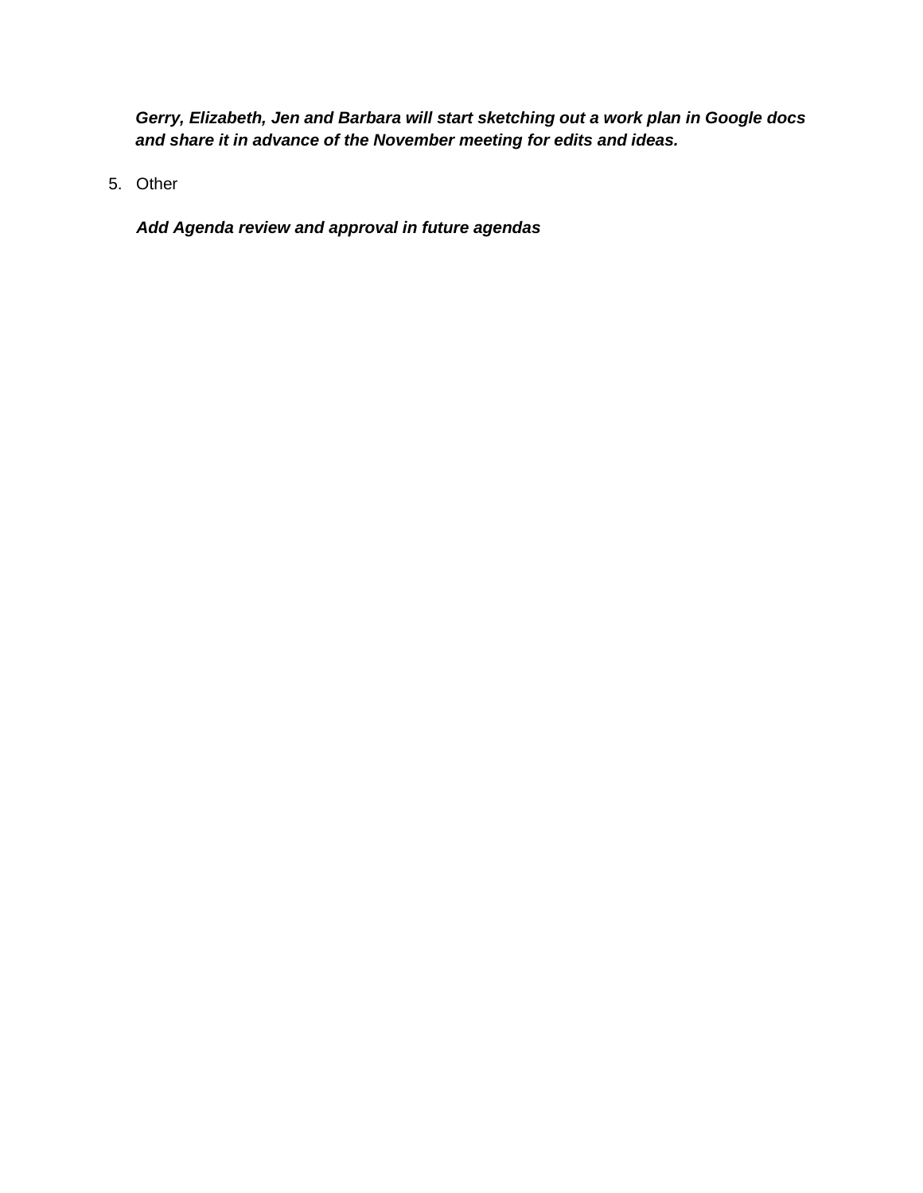***Gerry, Elizabeth, Jen and Barbara will start sketching out a work plan in Google docs and share it in advance of the November meeting for edits and ideas.***

5. Other

   ***Add Agenda review and approval in future agendas***